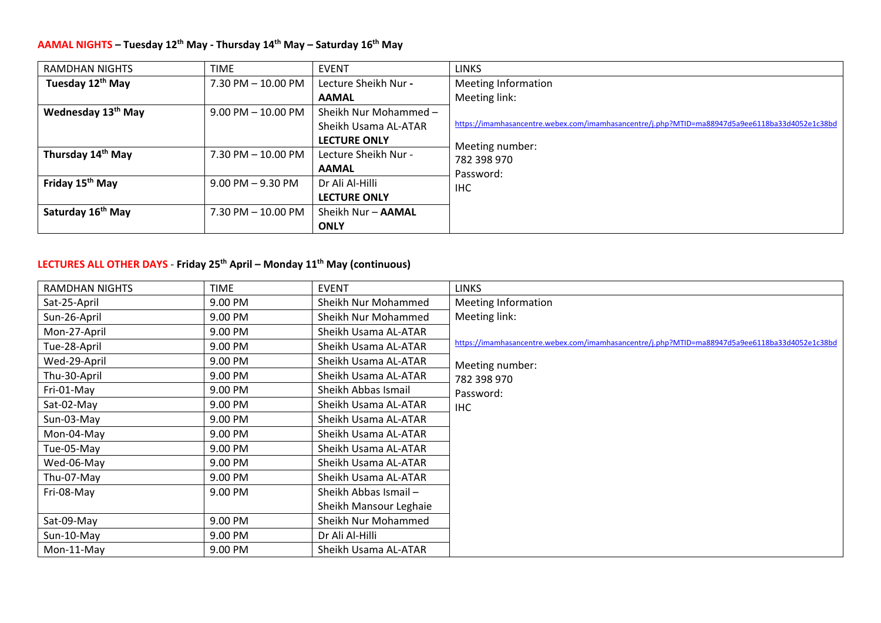**AAMAL NIGHTS – Tuesday 12th May - Thursday 14th May – Saturday 16th May**

| RAMDHAN NIGHTS | TIME | EVENT | LINKS |
|---|---|---|---|
| **Tuesday 12th May** | 7.30 PM – 10.00 PM | Lecture Sheikh Nur - **AAMAL** | Meeting Information<br>Meeting link:<br>https://imamhasancentre.webex.com/imamhasancentre/j.php?MTID=ma88947d5a9ee6118ba33d4052e1c38bd<br>Meeting number:<br>782 398 970<br>Password:<br>IHC |
| **Wednesday 13th May** | 9.00 PM – 10.00 PM | Sheikh Nur Mohammed – Sheikh Usama AL-ATAR **LECTURE ONLY** | |
| **Thursday 14th May** | 7.30 PM – 10.00 PM | Lecture Sheikh Nur - **AAMAL** | |
| **Friday 15th May** | 9.00 PM – 9.30 PM | Dr Ali Al-Hilli **LECTURE ONLY** | |
| **Saturday 16th May** | 7.30 PM – 10.00 PM | Sheikh Nur – **AAMAL ONLY** | |

**LECTURES ALL OTHER DAYS - Friday 25th April – Monday 11th May (continuous)**

| RAMDHAN NIGHTS | TIME | EVENT | LINKS |
|---|---|---|---|
| Sat-25-April | 9.00 PM | Sheikh Nur Mohammed | Meeting Information<br>Meeting link:<br>https://imamhasancentre.webex.com/imamhasancentre/j.php?MTID=ma88947d5a9ee6118ba33d4052e1c38bd<br>Meeting number:<br>782 398 970<br>Password:<br>IHC |
| Sun-26-April | 9.00 PM | Sheikh Nur Mohammed | |
| Mon-27-April | 9.00 PM | Sheikh Usama AL-ATAR | |
| Tue-28-April | 9.00 PM | Sheikh Usama AL-ATAR | |
| Wed-29-April | 9.00 PM | Sheikh Usama AL-ATAR | |
| Thu-30-April | 9.00 PM | Sheikh Usama AL-ATAR | |
| Fri-01-May | 9.00 PM | Sheikh Abbas Ismail | |
| Sat-02-May | 9.00 PM | Sheikh Usama AL-ATAR | |
| Sun-03-May | 9.00 PM | Sheikh Usama AL-ATAR | |
| Mon-04-May | 9.00 PM | Sheikh Usama AL-ATAR | |
| Tue-05-May | 9.00 PM | Sheikh Usama AL-ATAR | |
| Wed-06-May | 9.00 PM | Sheikh Usama AL-ATAR | |
| Thu-07-May | 9.00 PM | Sheikh Usama AL-ATAR | |
| Fri-08-May | 9.00 PM | Sheikh Abbas Ismail – Sheikh Mansour Leghaie | |
| Sat-09-May | 9.00 PM | Sheikh Nur Mohammed | |
| Sun-10-May | 9.00 PM | Dr Ali Al-Hilli | |
| Mon-11-May | 9.00 PM | Sheikh Usama AL-ATAR | |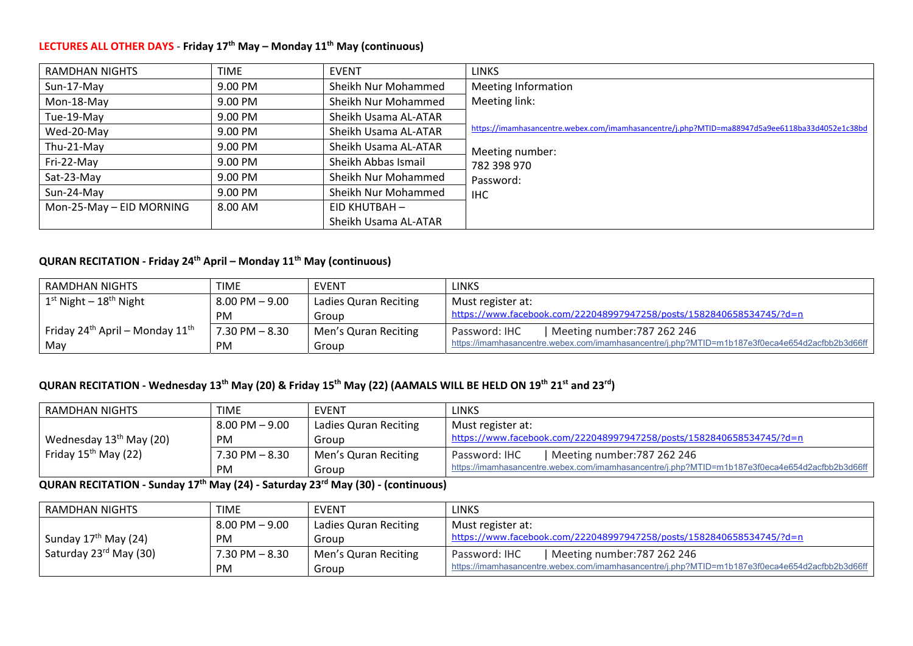**LECTURES ALL OTHER DAYS - Friday 17th May – Monday 11th May (continuous)**

| RAMDHAN NIGHTS | TIME | EVENT | LINKS |
|---|---|---|---|
| Sun-17-May | 9.00 PM | Sheikh Nur Mohammed | Meeting Information<br>Meeting link:<br>https://imamhasancentre.webex.com/imamhasancentre/j.php?MTID=ma88947d5a9ee6118ba33d4052e1c38bd<br>Meeting number:<br>782 398 970<br>Password:<br>IHC |
| Mon-18-May | 9.00 PM | Sheikh Nur Mohammed | |
| Tue-19-May | 9.00 PM | Sheikh Usama AL-ATAR | |
| Wed-20-May | 9.00 PM | Sheikh Usama AL-ATAR | |
| Thu-21-May | 9.00 PM | Sheikh Usama AL-ATAR | |
| Fri-22-May | 9.00 PM | Sheikh Abbas Ismail | |
| Sat-23-May | 9.00 PM | Sheikh Nur Mohammed | |
| Sun-24-May | 9.00 PM | Sheikh Nur Mohammed | |
| Mon-25-May – EID MORNING | 8.00 AM | EID KHUTBAH – Sheikh Usama AL-ATAR | |

**QURAN RECITATION - Friday 24th April – Monday 11th May (continuous)**

| RAMDHAN NIGHTS | TIME | EVENT | LINKS |
|---|---|---|---|
| 1st Night – 18th Night | 8.00 PM – 9.00 PM | Ladies Quran Reciting Group | Must register at: https://www.facebook.com/222048997947258/posts/1582840658534745/?d=n |
| Friday 24th April – Monday 11th May | 7.30 PM – 8.30 PM | Men's Quran Reciting Group | Password: IHC \| Meeting number:787 262 246<br>https://imamhasancentre.webex.com/imamhasancentre/j.php?MTID=m1b187e3f0eca4e654d2acfbb2b3d66ff |

**QURAN RECITATION - Wednesday 13th May (20) & Friday 15th May (22) (AAMALS WILL BE HELD ON 19th 21st and 23rd)**

| RAMDHAN NIGHTS | TIME | EVENT | LINKS |
|---|---|---|---|
| Wednesday 13th May (20)<br>Friday 15th May (22) | 8.00 PM – 9.00 PM | Ladies Quran Reciting Group | Must register at: https://www.facebook.com/222048997947258/posts/1582840658534745/?d=n |
| | 7.30 PM – 8.30 PM | Men's Quran Reciting Group | Password: IHC \| Meeting number:787 262 246<br>https://imamhasancentre.webex.com/imamhasancentre/j.php?MTID=m1b187e3f0eca4e654d2acfbb2b3d66ff |

**QURAN RECITATION - Sunday 17th May (24) - Saturday 23rd May (30) - (continuous)**

| RAMDHAN NIGHTS | TIME | EVENT | LINKS |
|---|---|---|---|
| Sunday 17th May (24)<br>Saturday 23rd May (30) | 8.00 PM – 9.00 PM | Ladies Quran Reciting Group | Must register at: https://www.facebook.com/222048997947258/posts/1582840658534745/?d=n |
| | 7.30 PM – 8.30 PM | Men's Quran Reciting Group | Password: IHC \| Meeting number:787 262 246<br>https://imamhasancentre.webex.com/imamhasancentre/j.php?MTID=m1b187e3f0eca4e654d2acfbb2b3d66ff |